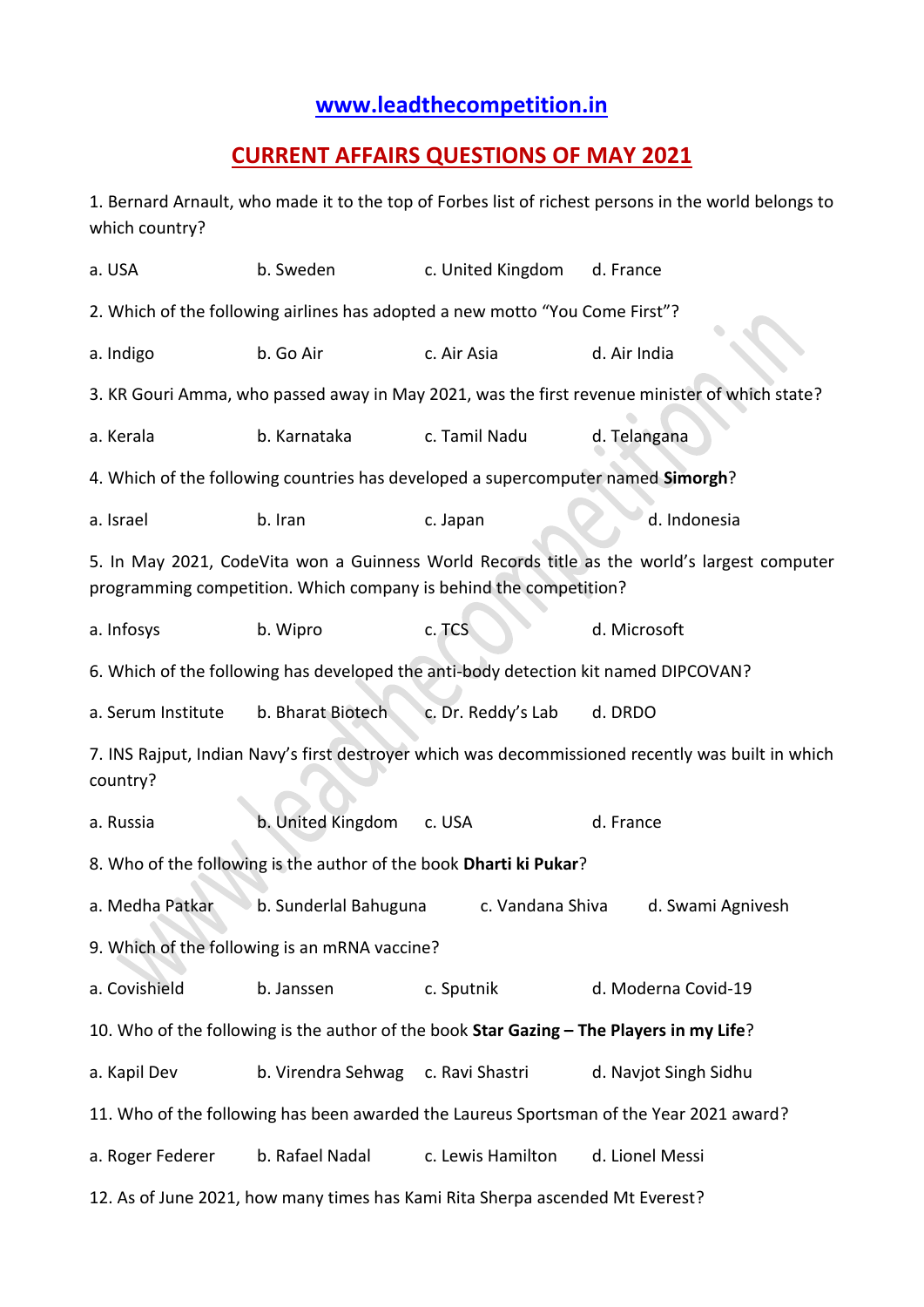# www.leadthecompetition.in

## CURRENT AFFAIRS QUESTIONS OF MAY 2021

1. Bernard Arnault, who made it to the top of Forbes list of richest persons in the world belongs to which country?

a. USA b. Sweden c. United Kingdom d. France

2. Which of the following airlines has adopted a new motto "You Come First"?

a. Indigo b. Go Air c. Air Asia d. Air India

3. KR Gouri Amma, who passed away in May 2021, was the first revenue minister of which state?

a. Kerala b. Karnataka c. Tamil Nadu d. Telangana

4. Which of the following countries has developed a supercomputer named **Simorgh**?

a. Israel b. Iran c. Japan d. Indonesia

5. In May 2021, CodeVita won a Guinness World Records title as the world's largest computer programming competition. Which company is behind the competition?

a. Infosys b. Wipro c. TCS d. Microsoft

6. Which of the following has developed the anti-body detection kit named DIPCOVAN?

a. Serum Institute b. Bharat Biotech c. Dr. Reddy's Lab d. DRDO

7. INS Rajput, Indian Navy's first destroyer which was decommissioned recently was built in which country?

a. Russia b. United Kingdom c. USA d. France

8. Who of the following is the author of the book **Dharti ki Pukar**?

a. Medha Patkar b. Sunderlal Bahuguna c. Vandana Shiva d. Swami Agnivesh

9. Which of the following is an mRNA vaccine?

a. Covishield b. Janssen c. Sputnik d. Moderna Covid-19

10. Who of the following is the author of the book **Star Gazing – The Players in my Life**?

a. Kapil Dev b. Virendra Sehwag c. Ravi Shastri d. Navjot Singh Sidhu

11. Who of the following has been awarded the Laureus Sportsman of the Year 2021 award?

a. Roger Federer b. Rafael Nadal c. Lewis Hamilton d. Lionel Messi

12. As of June 2021, how many times has Kami Rita Sherpa ascended Mt Everest?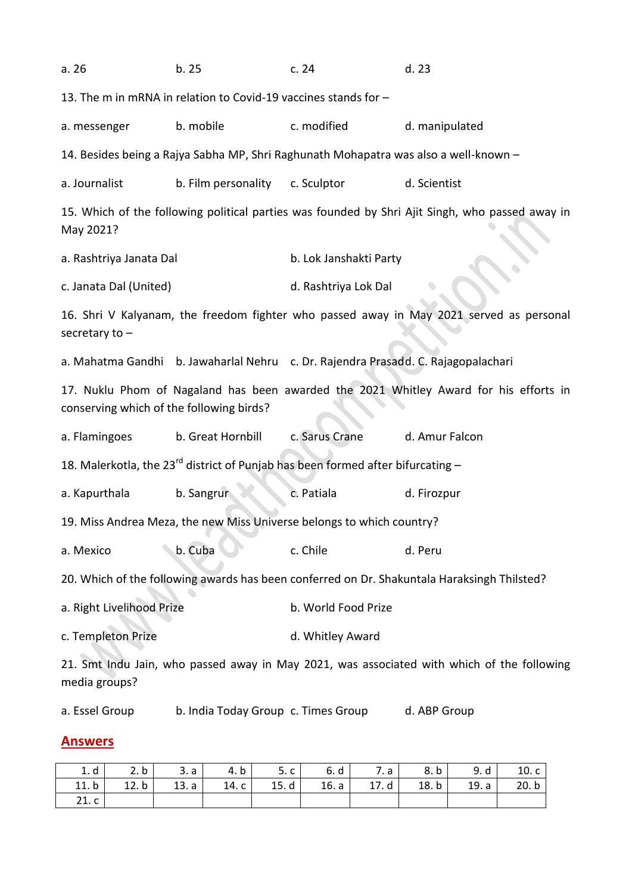a. 26 b. 25 c. 24 d. 23

13. The m in mRNA in relation to Covid-19 vaccines stands for –

a. messenger b. mobile c. modified d. manipulated

14. Besides being a Rajya Sabha MP, Shri Raghunath Mohapatra was also a well-known –

a. Journalist b. Film personality c. Sculptor d. Scientist

15. Which of the following political parties was founded by Shri Ajit Singh, who passed away in May 2021?

a. Rashtriya Janata Dal b. Lok Janshakti Party

c. Janata Dal (United) d. Rashtriya Lok Dal

16. Shri V Kalyanam, the freedom fighter who passed away in May 2021 served as personal secretary to –

a. Mahatma Gandhi b. Jawaharlal Nehru c. Dr. Rajendra Prasad d. C. Rajagopalachari

17. Nuklu Phom of Nagaland has been awarded the 2021 Whitley Award for his efforts in conserving which of the following birds?

a. Flamingoes b. Great Hornbill c. Sarus Crane d. Amur Falcon

18. Malerkotla, the 23rd district of Punjab has been formed after bifurcating –

a. Kapurthala b. Sangrur c. Patiala d. Firozpur

19. Miss Andrea Meza, the new Miss Universe belongs to which country?

a. Mexico b. Cuba c. Chile d. Peru

20. Which of the following awards has been conferred on Dr. Shakuntala Haraksingh Thilsted?

a. Right Livelihood Prize b. World Food Prize

c. Templeton Prize d. Whitley Award

21. Smt Indu Jain, who passed away in May 2021, was associated with which of the following media groups?

a. Essel Group b. India Today Group c. Times Group d. ABP Group

## Answers

| | | | | | | | | | |
|---|---|---|---|---|---|---|---|---|---|
| 1. d | 2. b | 3. a | 4. b | 5. c | 6. d | 7. a | 8. b | 9. d | 10. c |
| 11. b | 12. b | 13. a | 14. c | 15. d | 16. a | 17. d | 18. b | 19. a | 20. b |
| 21. c | | | | | | | | | |